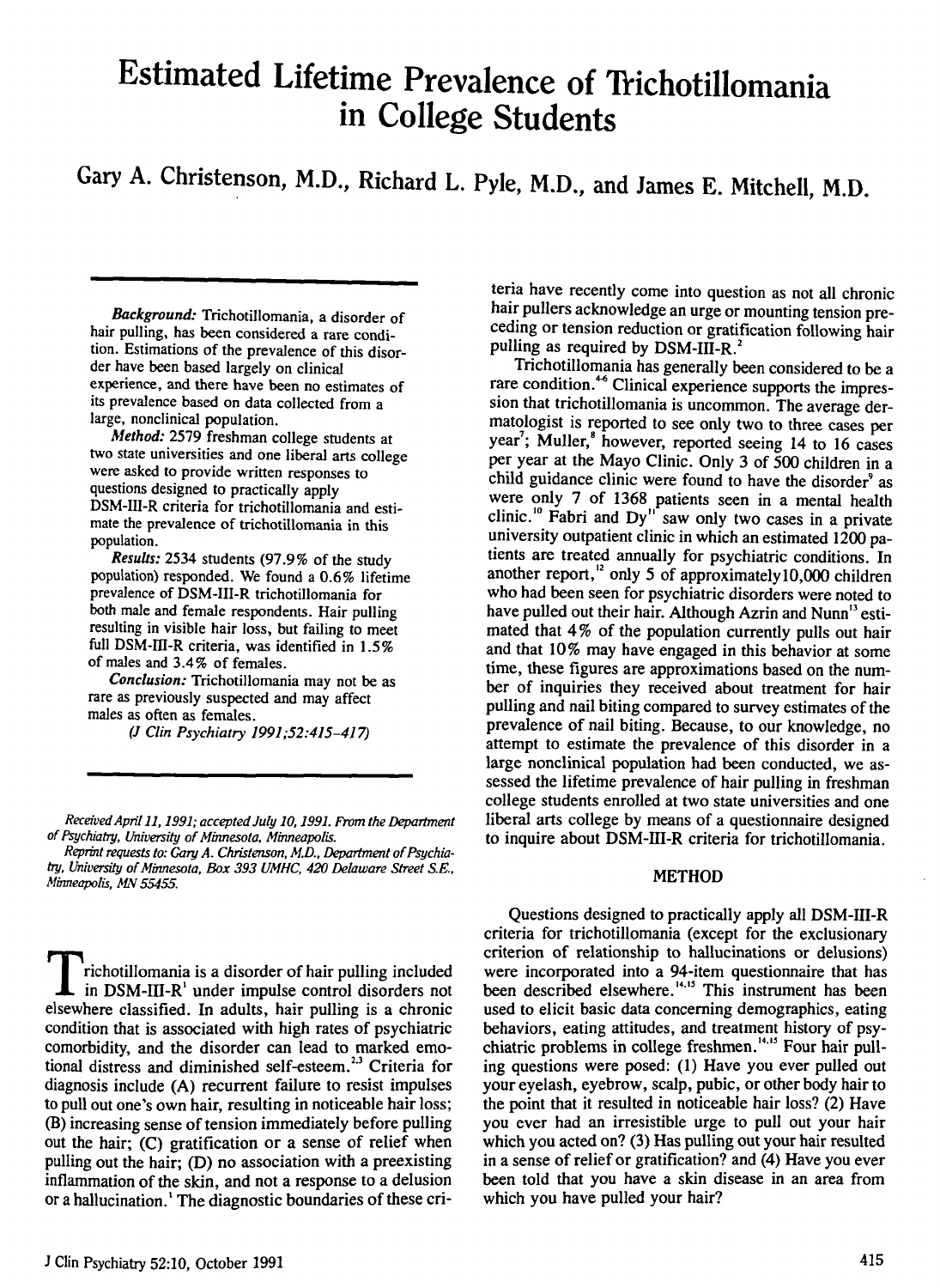# Estimated Lifetime Prevalence of Trichotillomania in College Students

## Gary A. Christenson, M.D., Richard L. Pyle, M.D., and James E. Mitchell, M.D.

*Background:* Trichotillomania, a disorder of hair pulling, has been considered a rare condition. Estimations of the prevalence of this disorder have been based largely on clinical experience, and there have been no estimates of its prevalence based on data collected from a large, nonclinical population.

*Method:* 2579 freshman college students at two state universities and one liberal arts college were asked to provide written responses to questions designed to practically apply DSM-III-R criteria for trichotillomania and estimate the prevalence of trichotillomania in this population.

*Results:* 2534 students (97.9% of the study population) responded. We found a 0.6% lifetime prevalence of DSM-III-R trichotillomania for both male and female respondents. Hair pulling resulting in visible hair loss, but failing to meet full DSM-III-R criteria, was identified in 1.5% of males and 3.4% of females.

*Conclusion:* Trichotillomania may not be as rare as previously suspected and may affect males as often as females.

*(J Clin Psychiatry 1991;52:415–417)*

*Received April 11, 1991; accepted July 10, 1991. From the Department of Psychiatry, University of Minnesota, Minneapolis.*

*Reprint requests to: Gary A. Christenson, M.D., Department of Psychiatry, University of Minnesota, Box 393 UMHC, 420 Delaware Street S.E., Minneapolis, MN 55455.*

Trichotillomania is a disorder of hair pulling included in DSM-III-R[1] under impulse control disorders not elsewhere classified. In adults, hair pulling is a chronic condition that is associated with high rates of psychiatric comorbidity, and the disorder can lead to marked emotional distress and diminished self-esteem.[2,3] Criteria for diagnosis include (A) recurrent failure to resist impulses to pull out one's own hair, resulting in noticeable hair loss; (B) increasing sense of tension immediately before pulling out the hair; (C) gratification or a sense of relief when pulling out the hair; (D) no association with a preexisting inflammation of the skin, and not a response to a delusion or a hallucination.[1] The diagnostic boundaries of these criteria have recently come into question as not all chronic hair pullers acknowledge an urge or mounting tension preceding or tension reduction or gratification following hair pulling as required by DSM-III-R.[2]

Trichotillomania has generally been considered to be a rare condition.[4-6] Clinical experience supports the impression that trichotillomania is uncommon. The average dermatologist is reported to see only two to three cases per year[7]; Muller,[8] however, reported seeing 14 to 16 cases per year at the Mayo Clinic. Only 3 of 500 children in a child guidance clinic were found to have the disorder[9] as were only 7 of 1368 patients seen in a mental health clinic.[10] Fabri and Dy[11] saw only two cases in a private university outpatient clinic in which an estimated 1200 patients are treated annually for psychiatric conditions. In another report,[12] only 5 of approximately10,000 children who had been seen for psychiatric disorders were noted to have pulled out their hair. Although Azrin and Nunn[13] estimated that 4% of the population currently pulls out hair and that 10% may have engaged in this behavior at some time, these figures are approximations based on the number of inquiries they received about treatment for hair pulling and nail biting compared to survey estimates of the prevalence of nail biting. Because, to our knowledge, no attempt to estimate the prevalence of this disorder in a large nonclinical population had been conducted, we assessed the lifetime prevalence of hair pulling in freshman college students enrolled at two state universities and one liberal arts college by means of a questionnaire designed to inquire about DSM-III-R criteria for trichotillomania.

## METHOD

Questions designed to practically apply all DSM-III-R criteria for trichotillomania (except for the exclusionary criterion of relationship to hallucinations or delusions) were incorporated into a 94-item questionnaire that has been described elsewhere.[14,15] This instrument has been used to elicit basic data concerning demographics, eating behaviors, eating attitudes, and treatment history of psychiatric problems in college freshmen.[14,15] Four hair pulling questions were posed: (1) Have you ever pulled out your eyelash, eyebrow, scalp, pubic, or other body hair to the point that it resulted in noticeable hair loss? (2) Have you ever had an irresistible urge to pull out your hair which you acted on? (3) Has pulling out your hair resulted in a sense of relief or gratification? and (4) Have you ever been told that you have a skin disease in an area from which you have pulled your hair?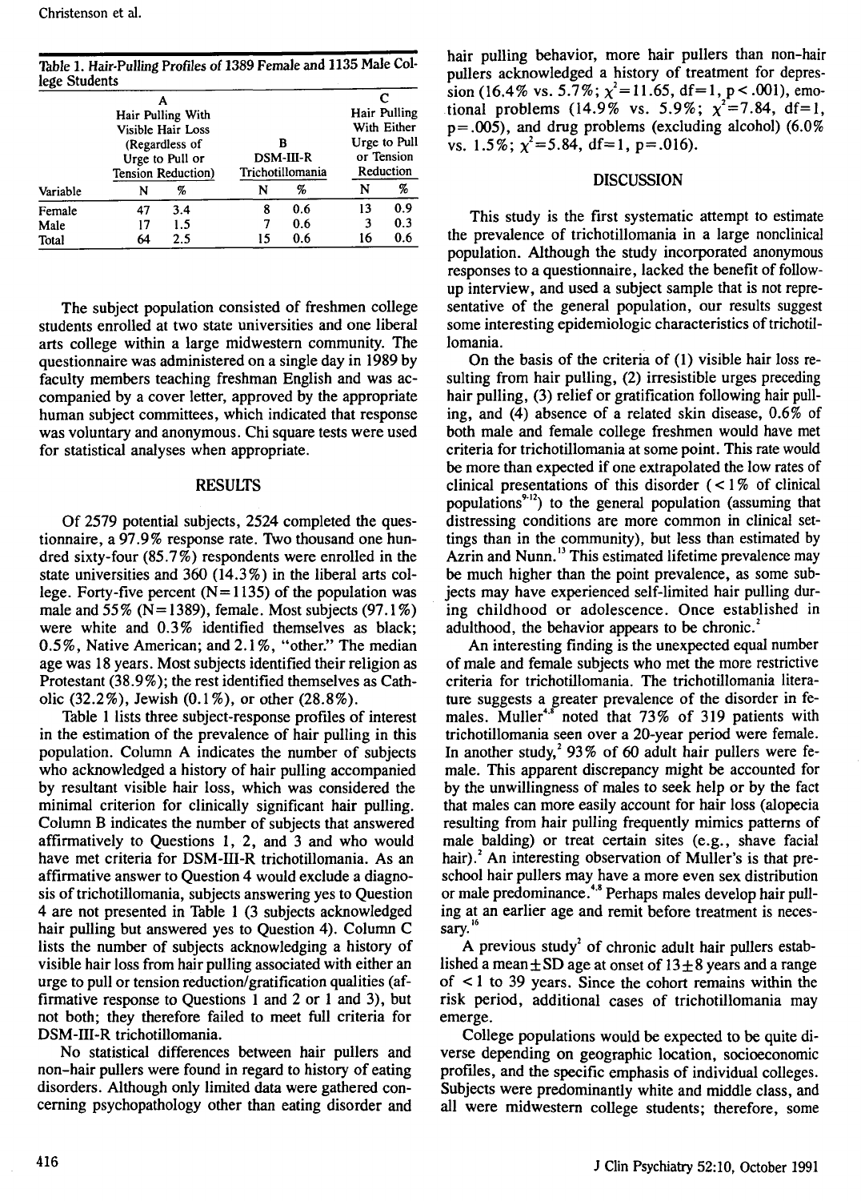Table 1. Hair-Pulling Profiles of 1389 Female and 1135 Male College Students

| Variable | A Hair Pulling With Visible Hair Loss (Regardless of Urge to Pull or Tension Reduction) | | B DSM-III-R Trichotillomania | | C Hair Pulling With Either Urge to Pull or Tension Reduction | |
|---|---|---|---|---|---|---|
| | N | % | N | % | N | % |
| Female | 47 | 3.4 | 8 | 0.6 | 13 | 0.9 |
| Male | 17 | 1.5 | 7 | 0.6 | 3 | 0.3 |
| Total | 64 | 2.5 | 15 | 0.6 | 16 | 0.6 |

The subject population consisted of freshmen college students enrolled at two state universities and one liberal arts college within a large midwestern community. The questionnaire was administered on a single day in 1989 by faculty members teaching freshman English and was accompanied by a cover letter, approved by the appropriate human subject committees, which indicated that response was voluntary and anonymous. Chi square tests were used for statistical analyses when appropriate.

## RESULTS

Of 2579 potential subjects, 2524 completed the questionnaire, a 97.9% response rate. Two thousand one hundred sixty-four (85.7%) respondents were enrolled in the state universities and 360 (14.3%) in the liberal arts college. Forty-five percent (N = 1135) of the population was male and 55% (N = 1389), female. Most subjects (97.1%) were white and 0.3% identified themselves as black; 0.5%, Native American; and 2.1%, "other." The median age was 18 years. Most subjects identified their religion as Protestant (38.9%); the rest identified themselves as Catholic (32.2%), Jewish (0.1%), or other (28.8%).

Table 1 lists three subject-response profiles of interest in the estimation of the prevalence of hair pulling in this population. Column A indicates the number of subjects who acknowledged a history of hair pulling accompanied by resultant visible hair loss, which was considered the minimal criterion for clinically significant hair pulling. Column B indicates the number of subjects that answered affirmatively to Questions 1, 2, and 3 and who would have met criteria for DSM-III-R trichotillomania. As an affirmative answer to Question 4 would exclude a diagnosis of trichotillomania, subjects answering yes to Question 4 are not presented in Table 1 (3 subjects acknowledged hair pulling but answered yes to Question 4). Column C lists the number of subjects acknowledging a history of visible hair loss from hair pulling associated with either an urge to pull or tension reduction/gratification qualities (affirmative response to Questions 1 and 2 or 1 and 3), but not both; they therefore failed to meet full criteria for DSM-III-R trichotillomania.

No statistical differences between hair pullers and non-hair pullers were found in regard to history of eating disorders. Although only limited data were gathered concerning psychopathology other than eating disorder and hair pulling behavior, more hair pullers than non-hair pullers acknowledged a history of treatment for depression (16.4% vs. 5.7%; $\chi^2 = 11.65$, df = 1, $p < .001$), emotional problems (14.9% vs. 5.9%; $\chi^2 = 7.84$, df = 1, $p = .005$), and drug problems (excluding alcohol) (6.0% vs. 1.5%; $\chi^2 = 5.84$, df = 1, $p = .016$).

## DISCUSSION

This study is the first systematic attempt to estimate the prevalence of trichotillomania in a large nonclinical population. Although the study incorporated anonymous responses to a questionnaire, lacked the benefit of follow-up interview, and used a subject sample that is not representative of the general population, our results suggest some interesting epidemiologic characteristics of trichotillomania.

On the basis of the criteria of (1) visible hair loss resulting from hair pulling, (2) irresistible urges preceding hair pulling, (3) relief or gratification following hair pulling, and (4) absence of a related skin disease, 0.6% of both male and female college freshmen would have met criteria for trichotillomania at some point. This rate would be more than expected if one extrapolated the low rates of clinical presentations of this disorder (< 1% of clinical populations[9-12]) to the general population (assuming that distressing conditions are more common in clinical settings than in the community), but less than estimated by Azrin and Nunn.[13] This estimated lifetime prevalence may be much higher than the point prevalence, as some subjects may have experienced self-limited hair pulling during childhood or adolescence. Once established in adulthood, the behavior appears to be chronic.[2]

An interesting finding is the unexpected equal number of male and female subjects who met the more restrictive criteria for trichotillomania. The trichotillomania literature suggests a greater prevalence of the disorder in females. Muller[4,8] noted that 73% of 319 patients with trichotillomania seen over a 20-year period were female. In another study,[2] 93% of 60 adult hair pullers were female. This apparent discrepancy might be accounted for by the unwillingness of males to seek help or by the fact that males can more easily account for hair loss (alopecia resulting from hair pulling frequently mimics patterns of male balding) or treat certain sites (e.g., shave facial hair).[2] An interesting observation of Muller's is that preschool hair pullers may have a more even sex distribution or male predominance.[4,8] Perhaps males develop hair pulling at an earlier age and remit before treatment is necessary.[16]

A previous study[2] of chronic adult hair pullers established a mean ± SD age at onset of 13 ± 8 years and a range of < 1 to 39 years. Since the cohort remains within the risk period, additional cases of trichotillomania may emerge.

College populations would be expected to be quite diverse depending on geographic location, socioeconomic profiles, and the specific emphasis of individual colleges. Subjects were predominantly white and middle class, and all were midwestern college students; therefore, some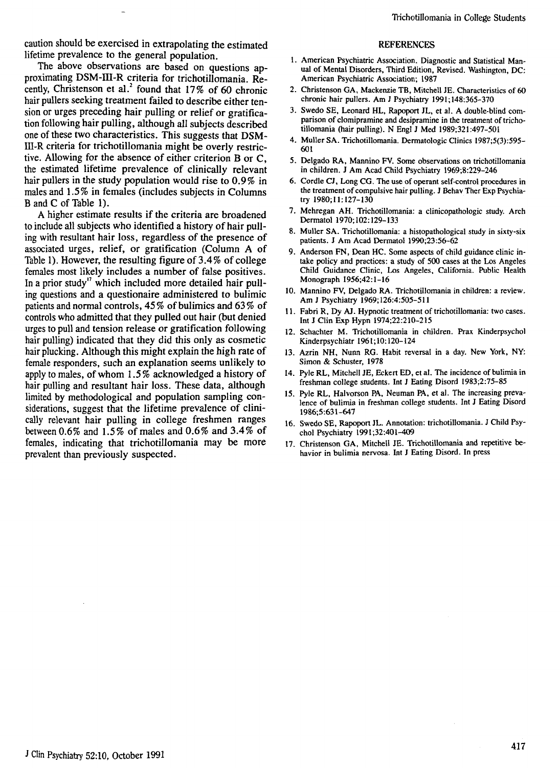caution should be exercised in extrapolating the estimated lifetime prevalence to the general population.

The above observations are based on questions approximating DSM-III-R criteria for trichotillomania. Recently, Christenson et al.[2] found that 17% of 60 chronic hair pullers seeking treatment failed to describe either tension or urges preceding hair pulling or relief or gratification following hair pulling, although all subjects described one of these two characteristics. This suggests that DSM-III-R criteria for trichotillomania might be overly restrictive. Allowing for the absence of either criterion B or C, the estimated lifetime prevalence of clinically relevant hair pullers in the study population would rise to 0.9% in males and 1.5% in females (includes subjects in Columns B and C of Table 1).

A higher estimate results if the criteria are broadened to include all subjects who identified a history of hair pulling with resultant hair loss, regardless of the presence of associated urges, relief, or gratification (Column A of Table 1). However, the resulting figure of 3.4% of college females most likely includes a number of false positives. In a prior study[17] which included more detailed hair pulling questions and a questionaire administered to bulimic patients and normal controls, 45% of bulimics and 63% of controls who admitted that they pulled out hair (but denied urges to pull and tension release or gratification following hair pulling) indicated that they did this only as cosmetic hair plucking. Although this might explain the high rate of female responders, such an explanation seems unlikely to apply to males, of whom 1.5% acknowledged a history of hair pulling and resultant hair loss. These data, although limited by methodological and population sampling considerations, suggest that the lifetime prevalence of clinically relevant hair pulling in college freshmen ranges between 0.6% and 1.5% of males and 0.6% and 3.4% of females, indicating that trichotillomania may be more prevalent than previously suspected.

## REFERENCES

1. American Psychiatric Association. Diagnostic and Statistical Manual of Mental Disorders, Third Edition, Revised. Washington, DC: American Psychiatric Association; 1987
2. Christenson GA, Mackenzie TB, Mitchell JE. Characteristics of 60 chronic hair pullers. Am J Psychiatry 1991;148:365–370
3. Swedo SE, Leonard HL, Rapoport JL, et al. A double-blind comparison of clomipramine and desipramine in the treatment of trichotillomania (hair pulling). N Engl J Med 1989;321:497–501
4. Muller SA. Trichotillomania. Dermatologic Clinics 1987;5(3):595–601
5. Delgado RA, Mannino FV. Some observations on trichotillomania in children. J Am Acad Child Psychiatry 1969;8:229–246
6. Cordle CJ, Long CG. The use of operant self-control procedures in the treatment of compulsive hair pulling. J Behav Ther Exp Psychiatry 1980;11:127–130
7. Mehregan AH. Trichotillomania: a clinicopathologic study. Arch Dermatol 1970;102:129–133
8. Muller SA. Trichotillomania: a histopathological study in sixty-six patients. J Am Acad Dermatol 1990;23:56–62
9. Anderson FN, Dean HC. Some aspects of child guidance clinic intake policy and practices: a study of 500 cases at the Los Angeles Child Guidance Clinic, Los Angeles, California. Public Health Monograph 1956;42:1–16
10. Mannino FV, Delgado RA. Trichotillomania in children: a review. Am J Psychiatry 1969;126:4:505–511
11. Fabri R, Dy AJ. Hypnotic treatment of trichotillomania: two cases. Int J Clin Exp Hypn 1974;22:210–215
12. Schachter M. Trichotillomania in children. Prax Kinderpsychol Kinderpsychiatr 1961;10:120–124
13. Azrin NH, Nunn RG. Habit reversal in a day. New York, NY: Simon & Schuster, 1978
14. Pyle RL, Mitchell JE, Eckert ED, et al. The incidence of bulimia in freshman college students. Int J Eating Disord 1983;2:75–85
15. Pyle RL, Halvorson PA, Neuman PA, et al. The increasing prevalence of bulimia in freshman college students. Int J Eating Disord 1986;5:631–647
16. Swedo SE, Rapoport JL. Annotation: trichotillomania. J Child Psychol Psychiatry 1991;32:401–409
17. Christenson GA, Mitchell JE. Trichotillomania and repetitive behavior in bulimia nervosa. Int J Eating Disord. In press